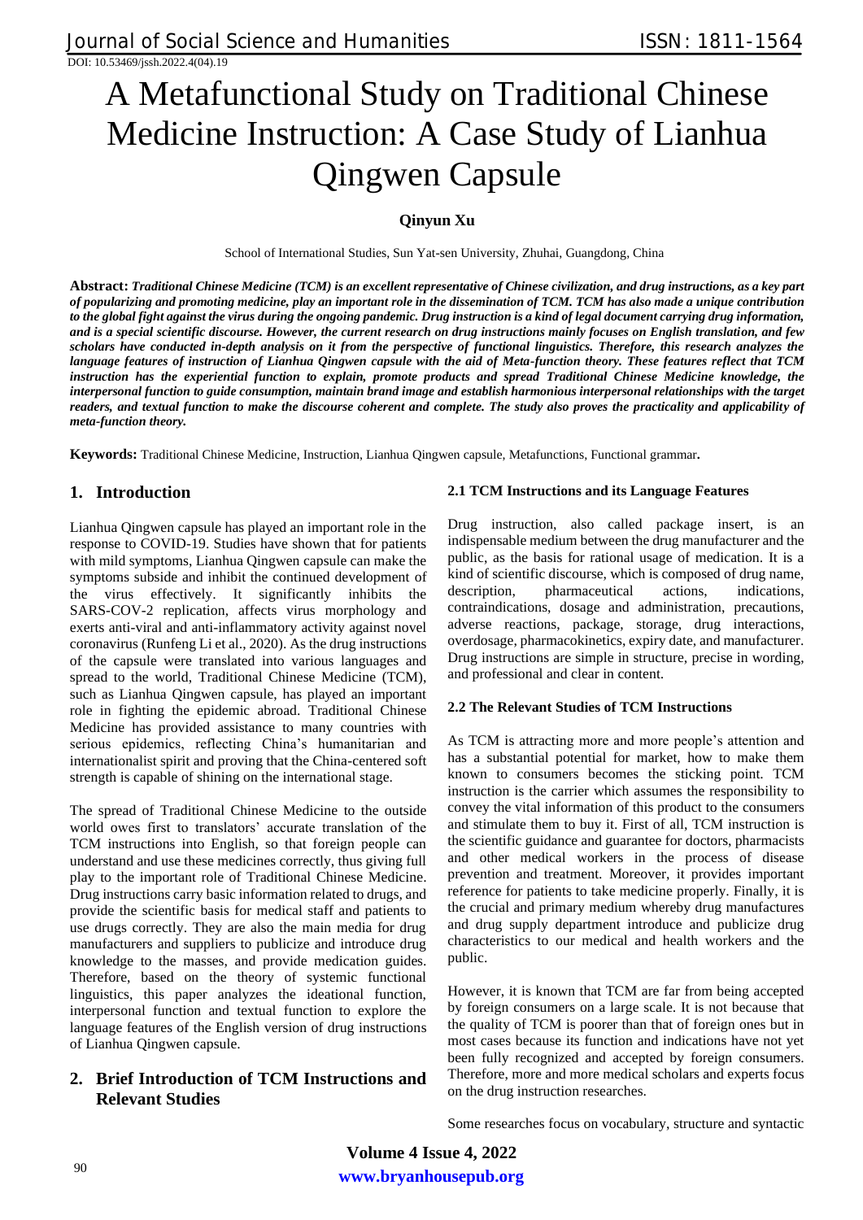# A Metafunctional Study on Traditional Chinese Medicine Instruction: A Case Study of Lianhua Qingwen Capsule

**Qinyun Xu**

School of International Studies, Sun Yat-sen University, Zhuhai, Guangdong, China

**Abstract:** ***Traditional Chinese Medicine (TCM) is an excellent representative of Chinese civilization, and drug instructions, as a key part of popularizing and promoting medicine, play an important role in the dissemination of TCM. TCM has also made a unique contribution to the global fight against the virus during the ongoing pandemic. Drug instructions is a kind of legal document carrying drug information, and is a special scientific discourse. However, the current research on drug instructions mainly focuses on English translation, and few scholars have conducted in-depth analysis on it from the perspective of functional linguistics. Therefore, this research analyzes the language features of instruction of Lianhua Qingwen capsule with the aid of Meta-function theory. These features reflect that TCM instruction has the experiential function to explain, promote products and spread Traditional Chinese Medicine knowledge, the interpersonal function to guide consumption, maintain brand image and establish harmonious interpersonal relationships with the target readers, and textual function to make the discourse coherent and complete. The study also proves the practicality and applicability of meta-function theory.***

**Keywords:** Traditional Chinese Medicine, Instruction, Lianhua Qingwen capsule, Metafunctions, Functional grammar**.**

## 1. Introduction

Lianhua Qingwen capsule has played an important role in the response to COVID-19. Studies have shown that for patients with mild symptoms, Lianhua Qingwen capsule can make the symptoms subside and inhibit the continued development of the virus effectively. It significantly inhibits the SARS-COV-2 replication, affects virus morphology and exerts anti-viral and anti-inflammatory activity against novel coronavirus (Runfeng Li et al., 2020). As the drug instructions of the capsule were translated into various languages and spread to the world, Traditional Chinese Medicine (TCM), such as Lianhua Qingwen capsule, has played an important role in fighting the epidemic abroad. Traditional Chinese Medicine has provided assistance to many countries with serious epidemics, reflecting China's humanitarian and internationalist spirit and proving that the China-centered soft strength is capable of shining on the international stage.

The spread of Traditional Chinese Medicine to the outside world owes first to translators' accurate translation of the TCM instructions into English, so that foreign people can understand and use these medicines correctly, thus giving full play to the important role of Traditional Chinese Medicine. Drug instructions carry basic information related to drugs, and provide the scientific basis for medical staff and patients to use drugs correctly. They are also the main media for drug manufacturers and suppliers to publicize and introduce drug knowledge to the masses, and provide medication guides. Therefore, based on the theory of systemic functional linguistics, this paper analyzes the ideational function, interpersonal function and textual function to explore the language features of the English version of drug instructions of Lianhua Qingwen capsule.

## 2. Brief Introduction of TCM Instructions and Relevant Studies

### 2.1 TCM Instructions and its Language Features

Drug instruction, also called package insert, is an indispensable medium between the drug manufacturer and the public, as the basis for rational usage of medication. It is a kind of scientific discourse, which is composed of drug name, description, pharmaceutical actions, indications, contraindications, dosage and administration, precautions, adverse reactions, package, storage, drug interactions, overdosage, pharmacokinetics, expiry date, and manufacturer. Drug instructions are simple in structure, precise in wording, and professional and clear in content.

### 2.2 The Relevant Studies of TCM Instructions

As TCM is attracting more and more people's attention and has a substantial potential for market, how to make them known to consumers becomes the sticking point. TCM instruction is the carrier which assumes the responsibility to convey the vital information of this product to the consumers and stimulate them to buy it. First of all, TCM instruction is the scientific guidance and guarantee for doctors, pharmacists and other medical workers in the process of disease prevention and treatment. Moreover, it provides important reference for patients to take medicine properly. Finally, it is the crucial and primary medium whereby drug manufactures and drug supply department introduce and publicize drug characteristics to our medical and health workers and the public.

However, it is known that TCM are far from being accepted by foreign consumers on a large scale. It is not because that the quality of TCM is poorer than that of foreign ones but in most cases because its function and indications have not yet been fully recognized and accepted by foreign consumers. Therefore, more and more medical scholars and experts focus on the drug instruction researches.

Some researches focus on vocabulary, structure and syntactic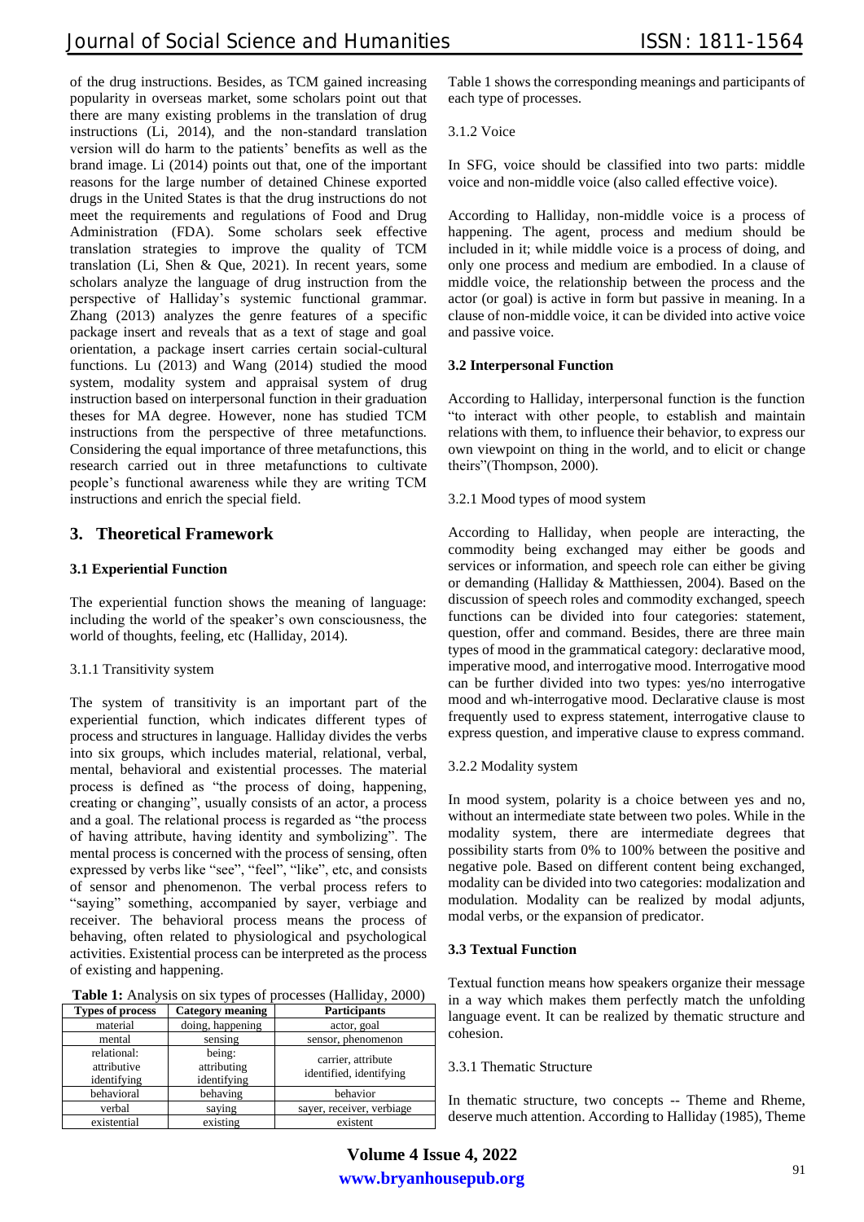of the drug instructions. Besides, as TCM gained increasing popularity in overseas market, some scholars point out that there are many existing problems in the translation of drug instructions (Li, 2014), and the non-standard translation version will do harm to the patients' benefits as well as the brand image. Li (2014) points out that, one of the important reasons for the large number of detained Chinese exported drugs in the United States is that the drug instructions do not meet the requirements and regulations of Food and Drug Administration (FDA). Some scholars seek effective translation strategies to improve the quality of TCM translation (Li, Shen & Que, 2021). In recent years, some scholars analyze the language of drug instruction from the perspective of Halliday's systemic functional grammar. Zhang (2013) analyzes the genre features of a specific package insert and reveals that as a text of stage and goal orientation, a package insert carries certain social-cultural functions. Lu (2013) and Wang (2014) studied the mood system, modality system and appraisal system of drug instruction based on interpersonal function in their graduation theses for MA degree. However, none has studied TCM instructions from the perspective of three metafunctions. Considering the equal importance of three metafunctions, this research carried out in three metafunctions to cultivate people's functional awareness while they are writing TCM instructions and enrich the special field.

## 3. Theoretical Framework

### 3.1 Experiential Function

The experiential function shows the meaning of language: including the world of the speaker's own consciousness, the world of thoughts, feeling, etc (Halliday, 2014).

3.1.1 Transitivity system

The system of transitivity is an important part of the experiential function, which indicates different types of process and structures in language. Halliday divides the verbs into six groups, which includes material, relational, verbal, mental, behavioral and existential processes. The material process is defined as "the process of doing, happening, creating or changing", usually consists of an actor, a process and a goal. The relational process is regarded as "the process of having attribute, having identity and symbolizing". The mental process is concerned with the process of sensing, often expressed by verbs like "see", "feel", "like", etc, and consists of sensor and phenomenon. The verbal process refers to "saying" something, accompanied by sayer, verbiage and receiver. The behavioral process means the process of behaving, often related to physiological and psychological activities. Existential process can be interpreted as the process of existing and happening.

**Table 1:** Analysis on six types of processes (Halliday, 2000)

| Types of process | Category meaning | Participants |
|---|---|---|
| material | doing, happening | actor, goal |
| mental | sensing | sensor, phenomenon |
| relational: attributive identifying | being: attributing identifying | carrier, attribute identified, identifying |
| behavioral | behaving | behavior |
| verbal | saying | sayer, receiver, verbiage |
| existential | existing | existent |

Table 1 shows the corresponding meanings and participants of each type of processes.

3.1.2 Voice

In SFG, voice should be classified into two parts: middle voice and non-middle voice (also called effective voice).

According to Halliday, non-middle voice is a process of happening. The agent, process and medium should be included in it; while middle voice is a process of doing, and only one process and medium are embodied. In a clause of middle voice, the relationship between the process and the actor (or goal) is active in form but passive in meaning. In a clause of non-middle voice, it can be divided into active voice and passive voice.

### 3.2 Interpersonal Function

According to Halliday, interpersonal function is the function "to interact with other people, to establish and maintain relations with them, to influence their behavior, to express our own viewpoint on thing in the world, and to elicit or change theirs"(Thompson, 2000).

3.2.1 Mood types of mood system

According to Halliday, when people are interacting, the commodity being exchanged may either be goods and services or information, and speech role can either be giving or demanding (Halliday & Matthiessen, 2004). Based on the discussion of speech roles and commodity exchanged, speech functions can be divided into four categories: statement, question, offer and command. Besides, there are three main types of mood in the grammatical category: declarative mood, imperative mood, and interrogative mood. Interrogative mood can be further divided into two types: yes/no interrogative mood and wh-interrogative mood. Declarative clause is most frequently used to express statement, interrogative clause to express question, and imperative clause to express command.

3.2.2 Modality system

In mood system, polarity is a choice between yes and no, without an intermediate state between two poles. While in the modality system, there are intermediate degrees that possibility starts from 0% to 100% between the positive and negative pole. Based on different content being exchanged, modality can be divided into two categories: modalization and modulation. Modality can be realized by modal adjunts, modal verbs, or the expansion of predicator.

### 3.3 Textual Function

Textual function means how speakers organize their message in a way which makes them perfectly match the unfolding language event. It can be realized by thematic structure and cohesion.

3.3.1 Thematic Structure

In thematic structure, two concepts -- Theme and Rheme, deserve much attention. According to Halliday (1985), Theme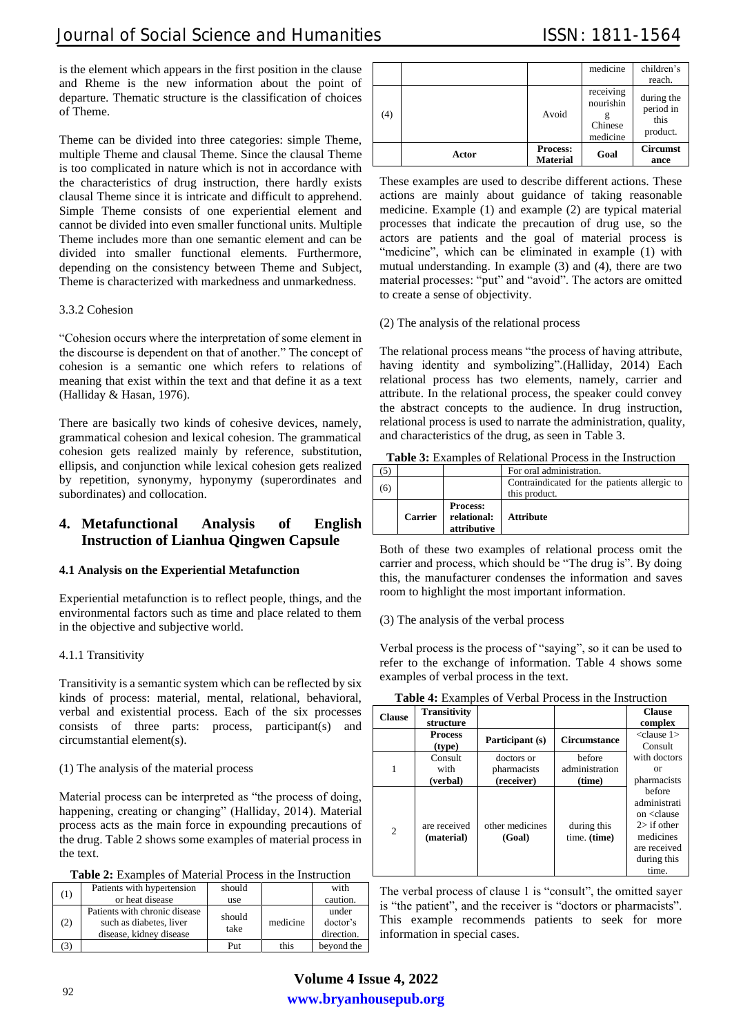is the element which appears in the first position in the clause and Rheme is the new information about the point of departure. Thematic structure is the classification of choices of Theme.

Theme can be divided into three categories: simple Theme, multiple Theme and clausal Theme. Since the clausal Theme is too complicated in nature which is not in accordance with the characteristics of drug instruction, there hardly exists clausal Theme since it is intricate and difficult to apprehend. Simple Theme consists of one experiential element and cannot be divided into even smaller functional units. Multiple Theme includes more than one semantic element and can be divided into smaller functional elements. Furthermore, depending on the consistency between Theme and Subject, Theme is characterized with markedness and unmarkedness.

3.3.2 Cohesion

"Cohesion occurs where the interpretation of some element in the discourse is dependent on that of another." The concept of cohesion is a semantic one which refers to relations of meaning that exist within the text and that define it as a text (Halliday & Hasan, 1976).

There are basically two kinds of cohesive devices, namely, grammatical cohesion and lexical cohesion. The grammatical cohesion gets realized mainly by reference, substitution, ellipsis, and conjunction while lexical cohesion gets realized by repetition, synonymy, hyponymy (superordinates and subordinates) and collocation.

## 4. Metafunctional Analysis of English Instruction of Lianhua Qingwen Capsule

### 4.1 Analysis on the Experiential Metafunction

Experiential metafunction is to reflect people, things, and the environmental factors such as time and place related to them in the objective and subjective world.

4.1.1 Transitivity

Transitivity is a semantic system which can be reflected by six kinds of process: material, mental, relational, behavioral, verbal and existential process. Each of the six processes consists of three parts: process, participant(s) and circumstantial element(s).

(1) The analysis of the material process

Material process can be interpreted as "the process of doing, happening, creating or changing" (Halliday, 2014). Material process acts as the main force in expounding precautions of the drug. Table 2 shows some examples of material process in the text.

**Table 2:** Examples of Material Process in the Instruction

| | | | | |
|---|---|---|---|---|
| (1) | Patients with hypertension or heat disease | should use | | with caution. |
| (2) | Patients with chronic disease such as diabetes, liver disease, kidney disease | should take | medicine | under doctor's direction. |
| (3) | | Put | this medicine | beyond the children's reach. |
| (4) | | Avoid | receiving nourishing Chinese medicine | during the period in this product. |
| | **Actor** | **Process: Material** | **Goal** | **Circumstance** |

These examples are used to describe different actions. These actions are mainly about guidance of taking reasonable medicine. Example (1) and example (2) are typical material processes that indicate the precaution of drug use, so the actors are patients and the goal of material process is "medicine", which can be eliminated in example (1) with mutual understanding. In example (3) and (4), there are two material processes: "put" and "avoid". The actors are omitted to create a sense of objectivity.

(2) The analysis of the relational process

The relational process means "the process of having attribute, having identity and symbolizing".(Halliday, 2014) Each relational process has two elements, namely, carrier and attribute. In the relational process, the speaker could convey the abstract concepts to the audience. In drug instruction, relational process is used to narrate the administration, quality, and characteristics of the drug, as seen in Table 3.

**Table 3:** Examples of Relational Process in the Instruction

| | | | |
|---|---|---|---|
| (5) | | | For oral administration. |
| (6) | | | Contraindicated for the patients allergic to this product. |
| | **Carrier** | **Process: relational: attributive** | **Attribute** |

Both of these two examples of relational process omit the carrier and process, which should be "The drug is". By doing this, the manufacturer condenses the information and saves room to highlight the most important information.

(3) The analysis of the verbal process

Verbal process is the process of "saying", so it can be used to refer to the exchange of information. Table 4 shows some examples of verbal process in the text.

**Table 4:** Examples of Verbal Process in the Instruction

| Clause | Transitivity structure | | | Clause complex |
|---|---|---|---|---|
| | **Process (type)** | **Participant (s)** | **Circumstance** | <clause 1> Consult with doctors or pharmacists before administration on <clause 2> if other medicines are received during this time. |
| 1 | Consult with **(verbal)** | doctors or pharmacists **(receiver)** | before administration **(time)** | |
| 2 | are received **(material)** | other medicines **(Goal)** | during this time. **(time)** | |

The verbal process of clause 1 is "consult", the omitted sayer is "the patient", and the receiver is "doctors or pharmacists". This example recommends patients to seek for more information in special cases.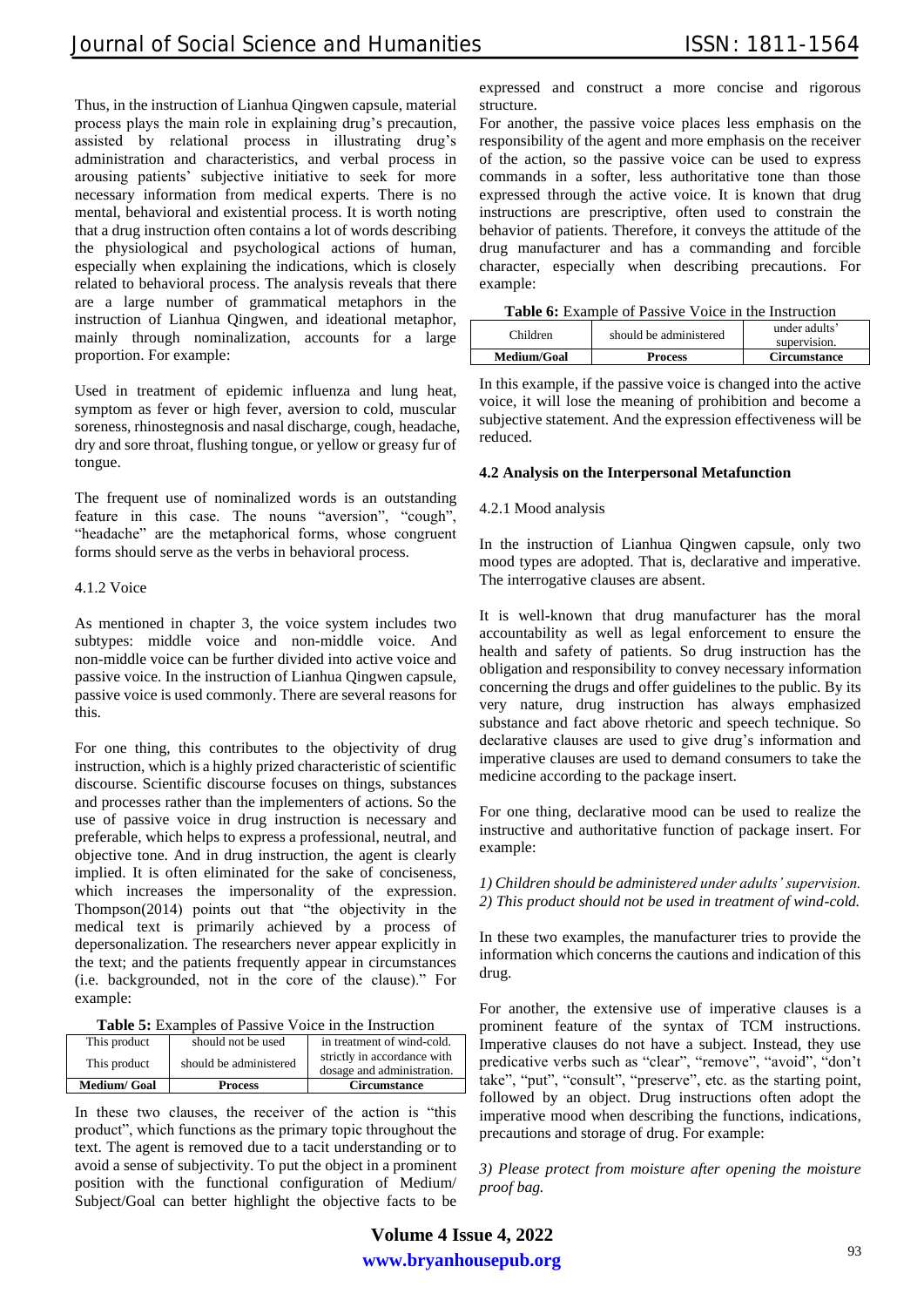Thus, in the instruction of Lianhua Qingwen capsule, material process plays the main role in explaining drug's precaution, assisted by relational process in illustrating drug's administration and characteristics, and verbal process in arousing patients' subjective initiative to seek for more necessary information from medical experts. There is no mental, behavioral and existential process. It is worth noting that a drug instruction often contains a lot of words describing the physiological and psychological actions of human, especially when explaining the indications, which is closely related to behavioral process. The analysis reveals that there are a large number of grammatical metaphors in the instruction of Lianhua Qingwen, and ideational metaphor, mainly through nominalization, accounts for a large proportion. For example:

Used in treatment of epidemic influenza and lung heat, symptom as fever or high fever, aversion to cold, muscular soreness, rhinostegnosis and nasal discharge, cough, headache, dry and sore throat, flushing tongue, or yellow or greasy fur of tongue.

The frequent use of nominalized words is an outstanding feature in this case. The nouns "aversion", "cough", "headache" are the metaphorical forms, whose congruent forms should serve as the verbs in behavioral process.

#### 4.1.2 Voice

As mentioned in chapter 3, the voice system includes two subtypes: middle voice and non-middle voice. And non-middle voice can be further divided into active voice and passive voice. In the instruction of Lianhua Qingwen capsule, passive voice is used commonly. There are several reasons for this.

For one thing, this contributes to the objectivity of drug instruction, which is a highly prized characteristic of scientific discourse. Scientific discourse focuses on things, substances and processes rather than the implementers of actions. So the use of passive voice in drug instruction is necessary and preferable, which helps to express a professional, neutral, and objective tone. And in drug instruction, the agent is clearly implied. It is often eliminated for the sake of conciseness, which increases the impersonality of the expression. Thompson(2014) points out that "the objectivity in the medical text is primarily achieved by a process of depersonalization. The researchers never appear explicitly in the text; and the patients frequently appear in circumstances (i.e. backgrounded, not in the core of the clause)." For example:

**Table 5:** Examples of Passive Voice in the Instruction

| This product | should not be used | in treatment of wind-cold. |
|---|---|---|
| This product | should be administered | strictly in accordance with dosage and administration. |
| **Medium/ Goal** | **Process** | **Circumstance** |

In these two clauses, the receiver of the action is "this product", which functions as the primary topic throughout the text. The agent is removed due to a tacit understanding or to avoid a sense of subjectivity. To put the object in a prominent position with the functional configuration of Medium/ Subject/Goal can better highlight the objective facts to be expressed and construct a more concise and rigorous structure.

For another, the passive voice places less emphasis on the responsibility of the agent and more emphasis on the receiver of the action, so the passive voice can be used to express commands in a softer, less authoritative tone than those expressed through the active voice. It is known that drug instructions are prescriptive, often used to constrain the behavior of patients. Therefore, it conveys the attitude of the drug manufacturer and has a commanding and forcible character, especially when describing precautions. For example:

**Table 6:** Example of Passive Voice in the Instruction

| Children | should be administered | under adults' supervision. |
|---|---|---|
| **Medium/Goal** | **Process** | **Circumstance** |

In this example, if the passive voice is changed into the active voice, it will lose the meaning of prohibition and become a subjective statement. And the expression effectiveness will be reduced.

### 4.2 Analysis on the Interpersonal Metafunction

#### 4.2.1 Mood analysis

In the instruction of Lianhua Qingwen capsule, only two mood types are adopted. That is, declarative and imperative. The interrogative clauses are absent.

It is well-known that drug manufacturer has the moral accountability as well as legal enforcement to ensure the health and safety of patients. So drug instruction has the obligation and responsibility to convey necessary information concerning the drugs and offer guidelines to the public. By its very nature, drug instruction has always emphasized substance and fact above rhetoric and speech technique. So declarative clauses are used to give drug's information and imperative clauses are used to demand consumers to take the medicine according to the package insert.

For one thing, declarative mood can be used to realize the instructive and authoritative function of package insert. For example:

*1) Children should be administered under adults' supervision.*
*2) This product should not be used in treatment of wind-cold.*

In these two examples, the manufacturer tries to provide the information which concerns the cautions and indication of this drug.

For another, the extensive use of imperative clauses is a prominent feature of the syntax of TCM instructions. Imperative clauses do not have a subject. Instead, they use predicative verbs such as "clear", "remove", "avoid", "don't take", "put", "consult", "preserve", etc. as the starting point, followed by an object. Drug instructions often adopt the imperative mood when describing the functions, indications, precautions and storage of drug. For example:

*3) Please protect from moisture after opening the moisture proof bag.*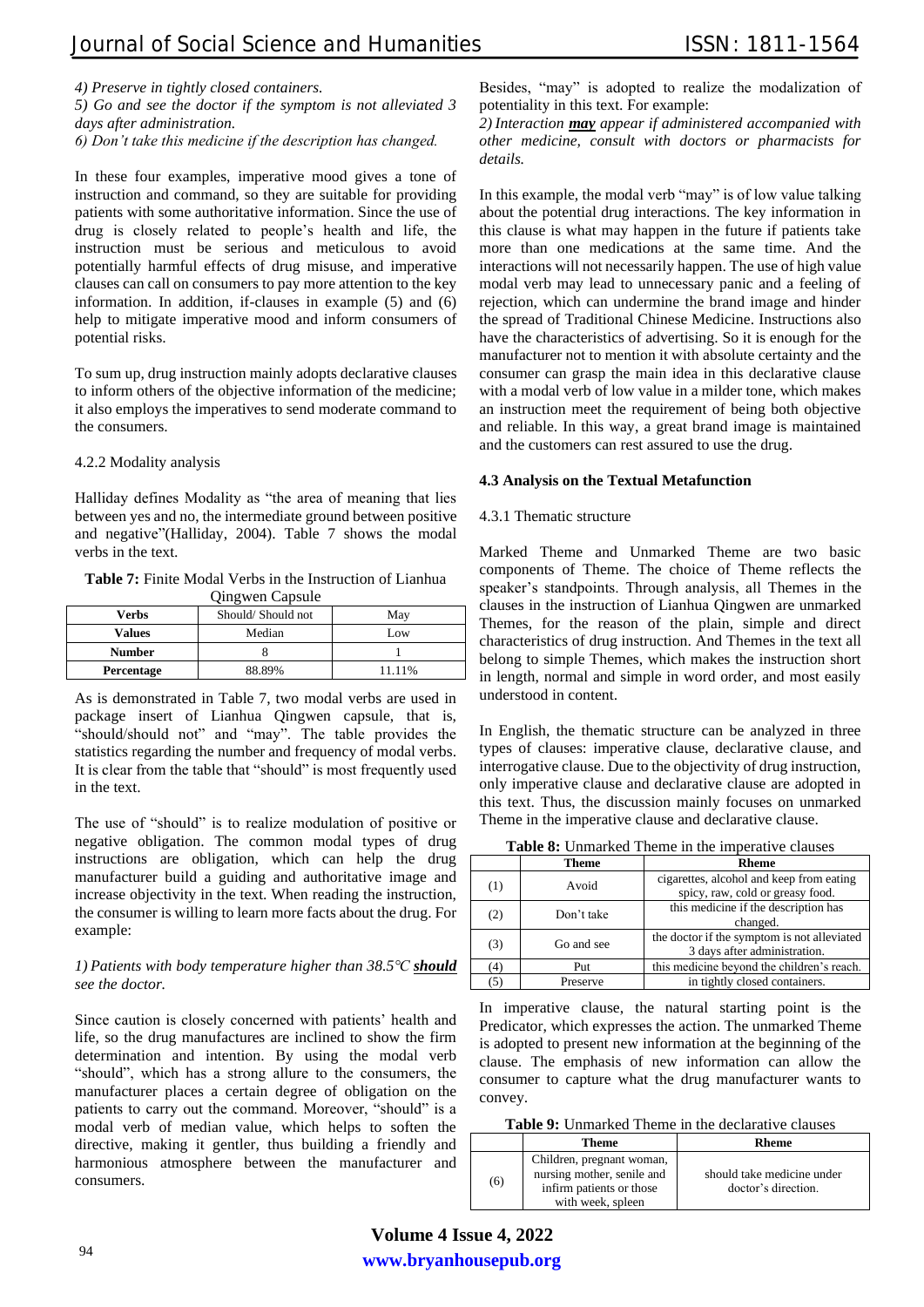*4) Preserve in tightly closed containers.*
*5) Go and see the doctor if the symptom is not alleviated 3 days after administration.*
*6) Don't take this medicine if the description has changed.*

In these four examples, imperative mood gives a tone of instruction and command, so they are suitable for providing patients with some authoritative information. Since the use of drug is closely related to people's health and life, the instruction must be serious and meticulous to avoid potentially harmful effects of drug misuse, and imperative clauses can call on consumers to pay more attention to the key information. In addition, if-clauses in example (5) and (6) help to mitigate imperative mood and inform consumers of potential risks.

To sum up, drug instruction mainly adopts declarative clauses to inform others of the objective information of the medicine; it also employs the imperatives to send moderate command to the consumers.

4.2.2 Modality analysis

Halliday defines Modality as "the area of meaning that lies between yes and no, the intermediate ground between positive and negative"(Halliday, 2004). Table 7 shows the modal verbs in the text.

**Table 7:** Finite Modal Verbs in the Instruction of Lianhua Qingwen Capsule

| **Verbs** | Should/ Should not | May |
|---|---|---|
| **Values** | Median | Low |
| **Number** | 8 | 1 |
| **Percentage** | 88.89% | 11.11% |

As is demonstrated in Table 7, two modal verbs are used in package insert of Lianhua Qingwen capsule, that is, "should/should not" and "may". The table provides the statistics regarding the number and frequency of modal verbs. It is clear from the table that "should" is most frequently used in the text.

The use of "should" is to realize modulation of positive or negative obligation. The common modal types of drug instructions are obligation, which can help the drug manufacturer build a guiding and authoritative image and increase objectivity in the text. When reading the instruction, the consumer is willing to learn more facts about the drug. For example:

*1) Patients with body temperature higher than 38.5℃ **should** see the doctor.*

Since caution is closely concerned with patients' health and life, so the drug manufactures are inclined to show the firm determination and intention. By using the modal verb "should", which has a strong allure to the consumers, the manufacturer places a certain degree of obligation on the patients to carry out the command. Moreover, "should" is a modal verb of median value, which helps to soften the directive, making it gentler, thus building a friendly and harmonious atmosphere between the manufacturer and consumers.

Besides, "may" is adopted to realize the modalization of potentiality in this text. For example:

*2) Interaction **may** appear if administered accompanied with other medicine, consult with doctors or pharmacists for details.*

In this example, the modal verb "may" is of low value talking about the potential drug interactions. The key information in this clause is what may happen in the future if patients take more than one medications at the same time. And the interactions will not necessarily happen. The use of high value modal verb may lead to unnecessary panic and a feeling of rejection, which can undermine the brand image and hinder the spread of Traditional Chinese Medicine. Instructions also have the characteristics of advertising. So it is enough for the manufacturer not to mention it with absolute certainty and the consumer can grasp the main idea in this declarative clause with a modal verb of low value in a milder tone, which makes an instruction meet the requirement of being both objective and reliable. In this way, a great brand image is maintained and the customers can rest assured to use the drug.

### 4.3 Analysis on the Textual Metafunction

4.3.1 Thematic structure

Marked Theme and Unmarked Theme are two basic components of Theme. The choice of Theme reflects the speaker's standpoints. Through analysis, all Themes in the clauses in the instruction of Lianhua Qingwen are unmarked Themes, for the reason of the plain, simple and direct characteristics of drug instruction. And Themes in the text all belong to simple Themes, which makes the instruction short in length, normal and simple in word order, and most easily understood in content.

In English, the thematic structure can be analyzed in three types of clauses: imperative clause, declarative clause, and interrogative clause. Due to the objectivity of drug instruction, only imperative clause and declarative clause are adopted in this text. Thus, the discussion mainly focuses on unmarked Theme in the imperative clause and declarative clause.

**Table 8:** Unmarked Theme in the imperative clauses

| | **Theme** | **Rheme** |
|---|---|---|
| (1) | Avoid | cigarettes, alcohol and keep from eating spicy, raw, cold or greasy food. |
| (2) | Don't take | this medicine if the description has changed. |
| (3) | Go and see | the doctor if the symptom is not alleviated 3 days after administration. |
| (4) | Put | this medicine beyond the children's reach. |
| (5) | Preserve | in tightly closed containers. |

In imperative clause, the natural starting point is the Predicator, which expresses the action. The unmarked Theme is adopted to present new information at the beginning of the clause. The emphasis of new information can allow the consumer to capture what the drug manufacturer wants to convey.

**Table 9:** Unmarked Theme in the declarative clauses

| | **Theme** | **Rheme** |
|---|---|---|
| (6) | Children, pregnant woman, nursing mother, senile and infirm patients or those with week, spleen | should take medicine under doctor's direction. |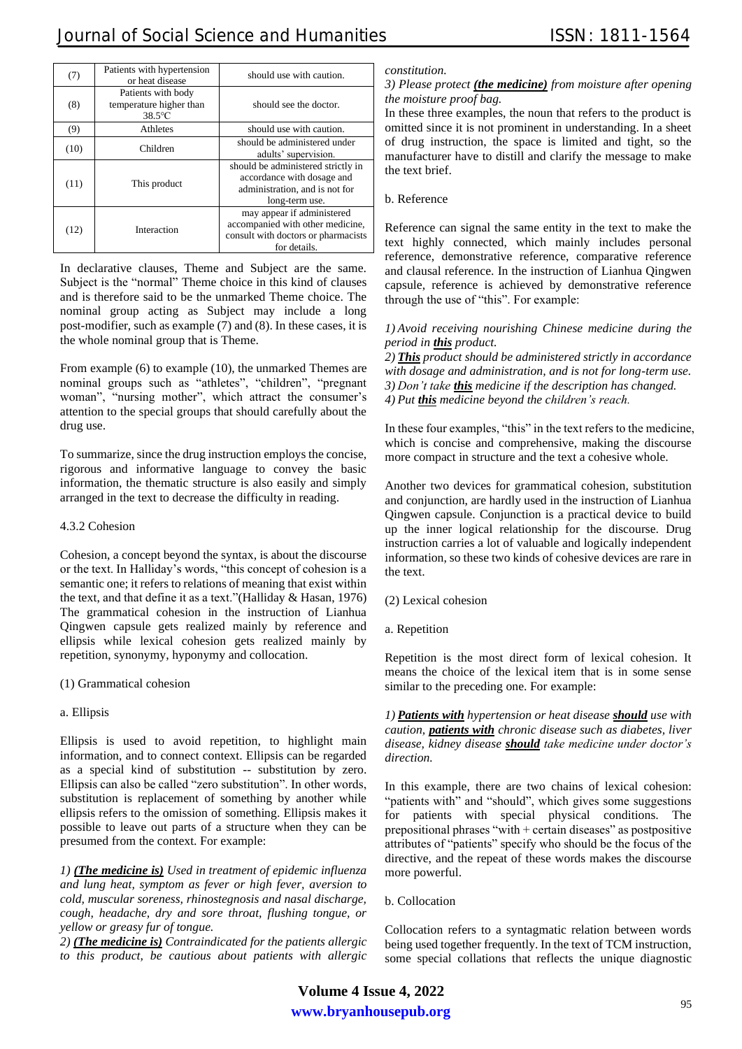| (7) | Patients with hypertension or heat disease | should use with caution. |
|---|---|---|
| (8) | Patients with body temperature higher than 38.5℃ | should see the doctor. |
| (9) | Athletes | should use with caution. |
| (10) | Children | should be administered under adults' supervision. |
| (11) | This product | should be administered strictly in accordance with dosage and administration, and is not for long-term use. |
| (12) | Interaction | may appear if administered accompanied with other medicine, consult with doctors or pharmacists for details. |

In declarative clauses, Theme and Subject are the same. Subject is the "normal" Theme choice in this kind of clauses and is therefore said to be the unmarked Theme choice. The nominal group acting as Subject may include a long post-modifier, such as example (7) and (8). In these cases, it is the whole nominal group that is Theme.

From example (6) to example (10), the unmarked Themes are nominal groups such as "athletes", "children", "pregnant woman", "nursing mother", which attract the consumer's attention to the special groups that should carefully about the drug use.

To summarize, since the drug instruction employs the concise, rigorous and informative language to convey the basic information, the thematic structure is also easily and simply arranged in the text to decrease the difficulty in reading.

#### 4.3.2 Cohesion

Cohesion, a concept beyond the syntax, is about the discourse or the text. In Halliday's words, "this concept of cohesion is a semantic one; it refers to relations of meaning that exist within the text, and that define it as a text."(Halliday & Hasan, 1976) The grammatical cohesion in the instruction of Lianhua Qingwen capsule gets realized mainly by reference and ellipsis while lexical cohesion gets realized mainly by repetition, synonymy, hyponymy and collocation.

(1) Grammatical cohesion

a. Ellipsis

Ellipsis is used to avoid repetition, to highlight main information, and to connect context. Ellipsis can be regarded as a special kind of substitution -- substitution by zero. Ellipsis can also be called "zero substitution". In other words, substitution is replacement of something by another while ellipsis refers to the omission of something. Ellipsis makes it possible to leave out parts of a structure when they can be presumed from the context. For example:

*1) **(The medicine is)** Used in treatment of epidemic influenza and lung heat, symptom as fever or high fever, aversion to cold, muscular soreness, rhinostegnosis and nasal discharge, cough, headache, dry and sore throat, flushing tongue, or yellow or greasy fur of tongue.*

*2) **(The medicine is)** Contraindicated for the patients allergic to this product, be cautious about patients with allergic constitution.*

*3) Please protect **(the medicine)** from moisture after opening the moisture proof bag.*

In these three examples, the noun that refers to the product is omitted since it is not prominent in understanding. In a sheet of drug instruction, the space is limited and tight, so the manufacturer have to distill and clarify the message to make the text brief.

b. Reference

Reference can signal the same entity in the text to make the text highly connected, which mainly includes personal reference, demonstrative reference, comparative reference and clausal reference. In the instruction of Lianhua Qingwen capsule, reference is achieved by demonstrative reference through the use of "this". For example:

*1) Avoid receiving nourishing Chinese medicine during the period in **this** product.*

*2) **This** product should be administered strictly in accordance with dosage and administration, and is not for long-term use.*

*3) Don't take **this** medicine if the description has changed.*

*4) Put **this** medicine beyond the children's reach.*

In these four examples, "this" in the text refers to the medicine, which is concise and comprehensive, making the discourse more compact in structure and the text a cohesive whole.

Another two devices for grammatical cohesion, substitution and conjunction, are hardly used in the instruction of Lianhua Qingwen capsule. Conjunction is a practical device to build up the inner logical relationship for the discourse. Drug instruction carries a lot of valuable and logically independent information, so these two kinds of cohesive devices are rare in the text.

(2) Lexical cohesion

a. Repetition

Repetition is the most direct form of lexical cohesion. It means the choice of the lexical item that is in some sense similar to the preceding one. For example:

*1) **Patients with** hypertension or heat disease **should** use with caution, **patients with** chronic disease such as diabetes, liver disease, kidney disease **should** take medicine under doctor's direction.*

In this example, there are two chains of lexical cohesion: "patients with" and "should", which gives some suggestions for patients with special physical conditions. The prepositional phrases "with + certain diseases" as postpositive attributes of "patients" specify who should be the focus of the directive, and the repeat of these words makes the discourse more powerful.

b. Collocation

Collocation refers to a syntagmatic relation between words being used together frequently. In the text of TCM instruction, some special collations that reflects the unique diagnostic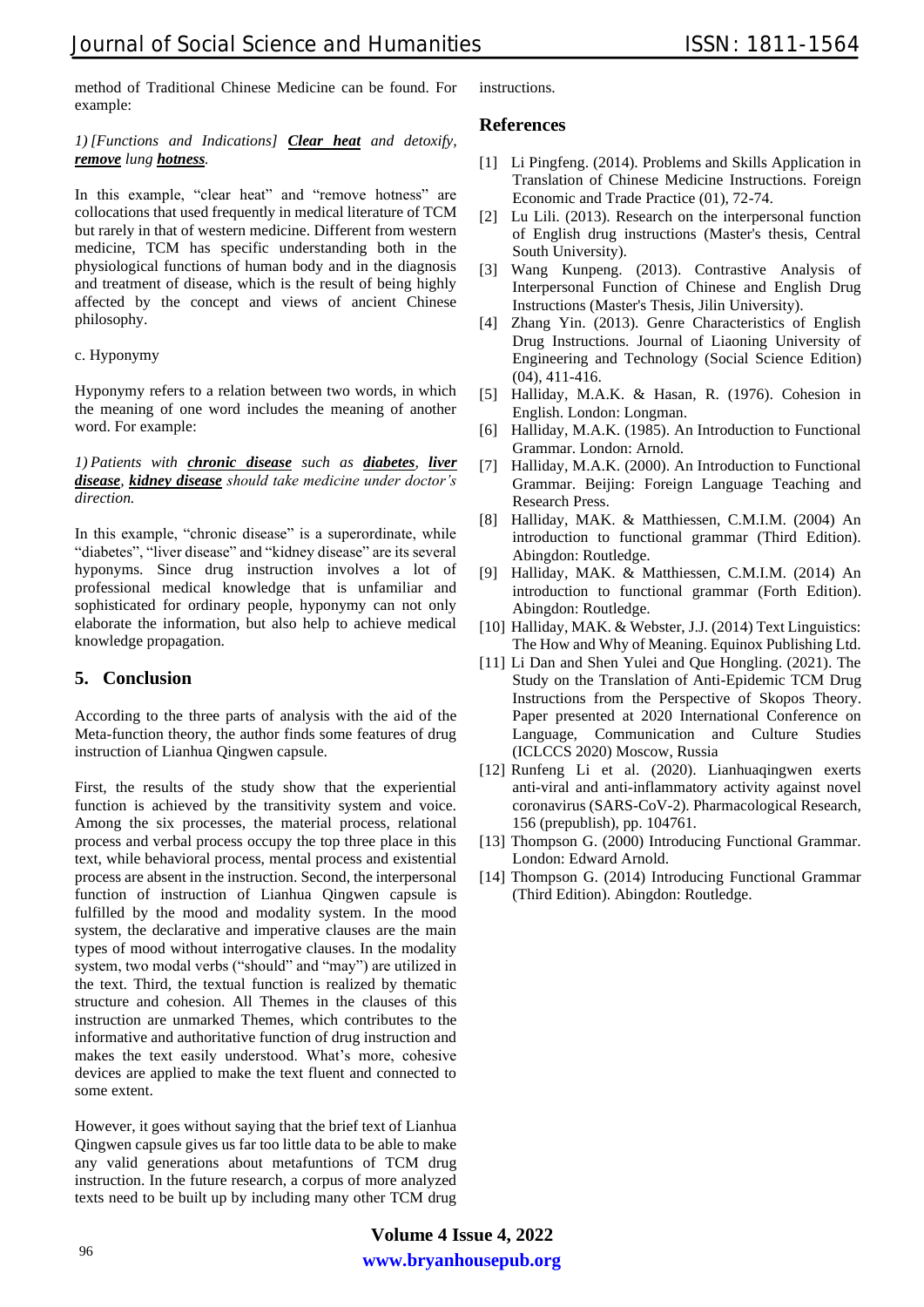method of Traditional Chinese Medicine can be found. For example:

*1) [Functions and Indications]* ***Clear heat*** *and detoxify,* ***remove*** *lung* ***hotness****.*

In this example, "clear heat" and "remove hotness" are collocations that used frequently in medical literature of TCM but rarely in that of western medicine. Different from western medicine, TCM has specific understanding both in the physiological functions of human body and in the diagnosis and treatment of disease, which is the result of being highly affected by the concept and views of ancient Chinese philosophy.

c. Hyponymy

Hyponymy refers to a relation between two words, in which the meaning of one word includes the meaning of another word. For example:

*1) Patients with* ***chronic disease*** *such as* ***diabetes****,* ***liver disease****,* ***kidney disease*** *should take medicine under doctor's direction.*

In this example, "chronic disease" is a superordinate, while "diabetes", "liver disease" and "kidney disease" are its several hyponyms. Since drug instruction involves a lot of professional medical knowledge that is unfamiliar and sophisticated for ordinary people, hyponymy can not only elaborate the information, but also help to achieve medical knowledge propagation.

## 5. Conclusion

According to the three parts of analysis with the aid of the Meta-function theory, the author finds some features of drug instruction of Lianhua Qingwen capsule.

First, the results of the study show that the experiential function is achieved by the transitivity system and voice. Among the six processes, the material process, relational process and verbal process occupy the top three place in this text, while behavioral process, mental process and existential process are absent in the instruction. Second, the interpersonal function of instruction of Lianhua Qingwen capsule is fulfilled by the mood and modality system. In the mood system, the declarative and imperative clauses are the main types of mood without interrogative clauses. In the modality system, two modal verbs ("should" and "may") are utilized in the text. Third, the textual function is realized by thematic structure and cohesion. All Themes in the clauses of this instruction are unmarked Themes, which contributes to the informative and authoritative function of drug instruction and makes the text easily understood. What's more, cohesive devices are applied to make the text fluent and connected to some extent.

However, it goes without saying that the brief text of Lianhua Qingwen capsule gives us far too little data to be able to make any valid generations about metafuntions of TCM drug instruction. In the future research, a corpus of more analyzed texts need to be built up by including many other TCM drug instructions.

## References

[1] Li Pingfeng. (2014). Problems and Skills Application in Translation of Chinese Medicine Instructions. Foreign Economic and Trade Practice (01), 72-74.

[2] Lu Lili. (2013). Research on the interpersonal function of English drug instructions (Master's thesis, Central South University).

[3] Wang Kunpeng. (2013). Contrastive Analysis of Interpersonal Function of Chinese and English Drug Instructions (Master's Thesis, Jilin University).

[4] Zhang Yin. (2013). Genre Characteristics of English Drug Instructions. Journal of Liaoning University of Engineering and Technology (Social Science Edition) (04), 411-416.

[5] Halliday, M.A.K. & Hasan, R. (1976). Cohesion in English. London: Longman.

[6] Halliday, M.A.K. (1985). An Introduction to Functional Grammar. London: Arnold.

[7] Halliday, M.A.K. (2000). An Introduction to Functional Grammar. Beijing: Foreign Language Teaching and Research Press.

[8] Halliday, MAK. & Matthiessen, C.M.I.M. (2004) An introduction to functional grammar (Third Edition). Abingdon: Routledge.

[9] Halliday, MAK. & Matthiessen, C.M.I.M. (2014) An introduction to functional grammar (Forth Edition). Abingdon: Routledge.

[10] Halliday, MAK. & Webster, J.J. (2014) Text Linguistics: The How and Why of Meaning. Equinox Publishing Ltd.

[11] Li Dan and Shen Yulei and Que Hongling. (2021). The Study on the Translation of Anti-Epidemic TCM Drug Instructions from the Perspective of Skopos Theory. Paper presented at 2020 International Conference on Language, Communication and Culture Studies (ICLCCS 2020) Moscow, Russia

[12] Runfeng Li et al. (2020). Lianhuaqingwen exerts anti-viral and anti-inflammatory activity against novel coronavirus (SARS-CoV-2). Pharmacological Research, 156 (prepublish), pp. 104761.

[13] Thompson G. (2000) Introducing Functional Grammar. London: Edward Arnold.

[14] Thompson G. (2014) Introducing Functional Grammar (Third Edition). Abingdon: Routledge.